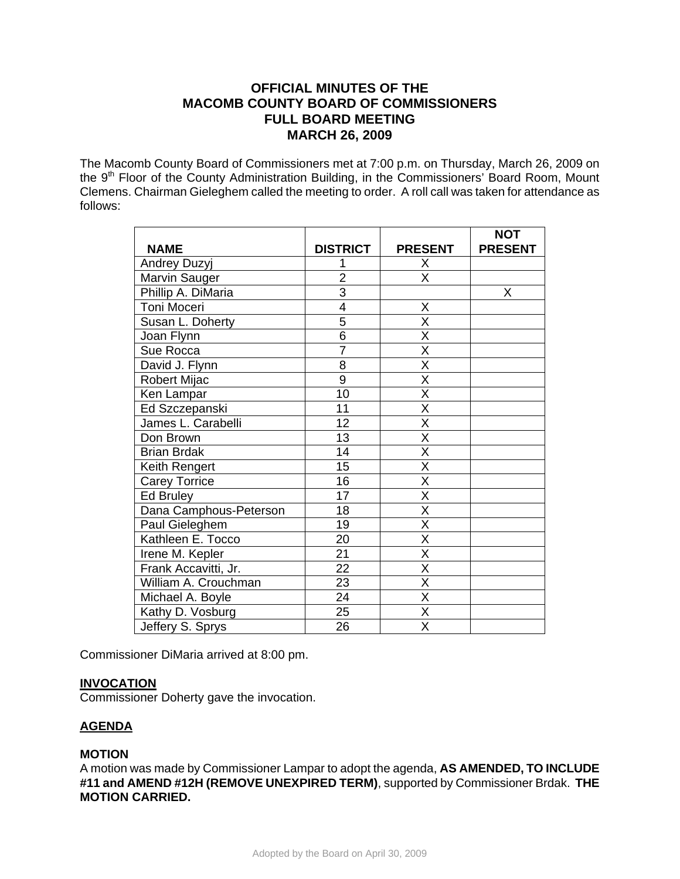# OFFICIAL MINUTES OF THE
# MACOMB COUNTY BOARD OF COMMISSIONERS
# FULL BOARD MEETING
# MARCH 26, 2009

The Macomb County Board of Commissioners met at 7:00 p.m. on Thursday, March 26, 2009 on the 9th Floor of the County Administration Building, in the Commissioners' Board Room, Mount Clemens. Chairman Gieleghem called the meeting to order. A roll call was taken for attendance as follows:

| NAME | DISTRICT | PRESENT | NOT PRESENT |
|---|---|---|---|
| Andrey Duzyj | 1 | X | |
| Marvin Sauger | 2 | X | |
| Phillip A. DiMaria | 3 | | X |
| Toni Moceri | 4 | X | |
| Susan L. Doherty | 5 | X | |
| Joan Flynn | 6 | X | |
| Sue Rocca | 7 | X | |
| David J. Flynn | 8 | X | |
| Robert Mijac | 9 | X | |
| Ken Lampar | 10 | X | |
| Ed Szczepanski | 11 | X | |
| James L. Carabelli | 12 | X | |
| Don Brown | 13 | X | |
| Brian Brdak | 14 | X | |
| Keith Rengert | 15 | X | |
| Carey Torrice | 16 | X | |
| Ed Bruley | 17 | X | |
| Dana Camphous-Peterson | 18 | X | |
| Paul Gieleghem | 19 | X | |
| Kathleen E. Tocco | 20 | X | |
| Irene M. Kepler | 21 | X | |
| Frank Accavitti, Jr. | 22 | X | |
| William A. Crouchman | 23 | X | |
| Michael A. Boyle | 24 | X | |
| Kathy D. Vosburg | 25 | X | |
| Jeffery S. Sprys | 26 | X | |

Commissioner DiMaria arrived at 8:00 pm.

**INVOCATION**

Commissioner Doherty gave the invocation.

**AGENDA**

**MOTION**

A motion was made by Commissioner Lampar to adopt the agenda, **AS AMENDED, TO INCLUDE #11 and AMEND #12H (REMOVE UNEXPIRED TERM)**, supported by Commissioner Brdak. **THE MOTION CARRIED.**

Adopted by the Board on April 30, 2009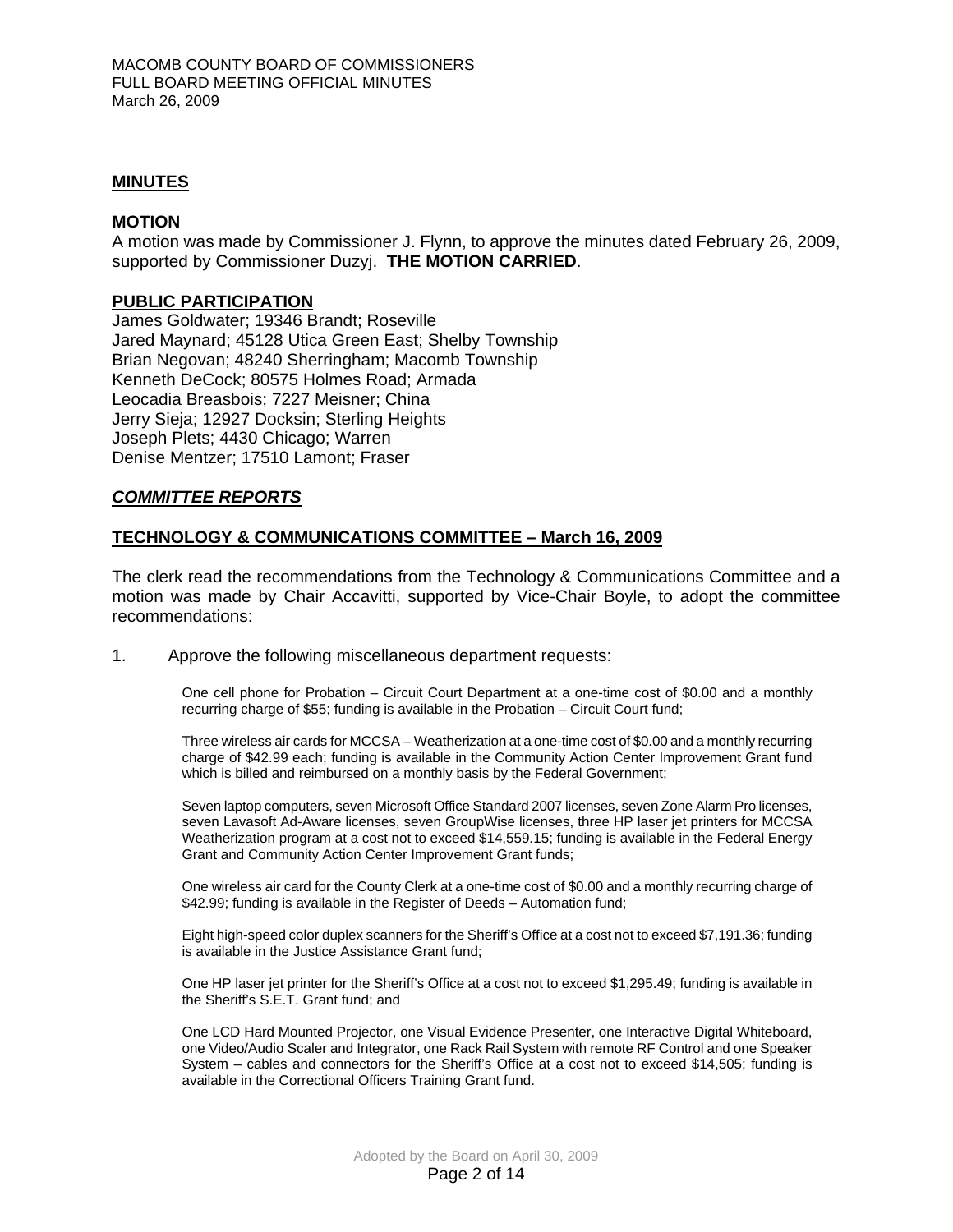## MINUTES

### MOTION

A motion was made by Commissioner J. Flynn, to approve the minutes dated February 26, 2009, supported by Commissioner Duzyj. **THE MOTION CARRIED**.

## PUBLIC PARTICIPATION

James Goldwater; 19346 Brandt; Roseville
Jared Maynard; 45128 Utica Green East; Shelby Township
Brian Negovan; 48240 Sherringham; Macomb Township
Kenneth DeCock; 80575 Holmes Road; Armada
Leocadia Breasbois; 7227 Meisner; China
Jerry Sieja; 12927 Docksin; Sterling Heights
Joseph Plets; 4430 Chicago; Warren
Denise Mentzer; 17510 Lamont; Fraser

## *COMMITTEE REPORTS*

### TECHNOLOGY & COMMUNICATIONS COMMITTEE – March 16, 2009

The clerk read the recommendations from the Technology & Communications Committee and a motion was made by Chair Accavitti, supported by Vice-Chair Boyle, to adopt the committee recommendations:

1. Approve the following miscellaneous department requests:

   One cell phone for Probation – Circuit Court Department at a one-time cost of $0.00 and a monthly recurring charge of $55; funding is available in the Probation – Circuit Court fund;

   Three wireless air cards for MCCSA – Weatherization at a one-time cost of $0.00 and a monthly recurring charge of $42.99 each; funding is available in the Community Action Center Improvement Grant fund which is billed and reimbursed on a monthly basis by the Federal Government;

   Seven laptop computers, seven Microsoft Office Standard 2007 licenses, seven Zone Alarm Pro licenses, seven Lavasoft Ad-Aware licenses, seven GroupWise licenses, three HP laser jet printers for MCCSA Weatherization program at a cost not to exceed $14,559.15; funding is available in the Federal Energy Grant and Community Action Center Improvement Grant funds;

   One wireless air card for the County Clerk at a one-time cost of $0.00 and a monthly recurring charge of $42.99; funding is available in the Register of Deeds – Automation fund;

   Eight high-speed color duplex scanners for the Sheriff's Office at a cost not to exceed $7,191.36; funding is available in the Justice Assistance Grant fund;

   One HP laser jet printer for the Sheriff's Office at a cost not to exceed $1,295.49; funding is available in the Sheriff's S.E.T. Grant fund; and

   One LCD Hard Mounted Projector, one Visual Evidence Presenter, one Interactive Digital Whiteboard, one Video/Audio Scaler and Integrator, one Rack Rail System with remote RF Control and one Speaker System – cables and connectors for the Sheriff's Office at a cost not to exceed $14,505; funding is available in the Correctional Officers Training Grant fund.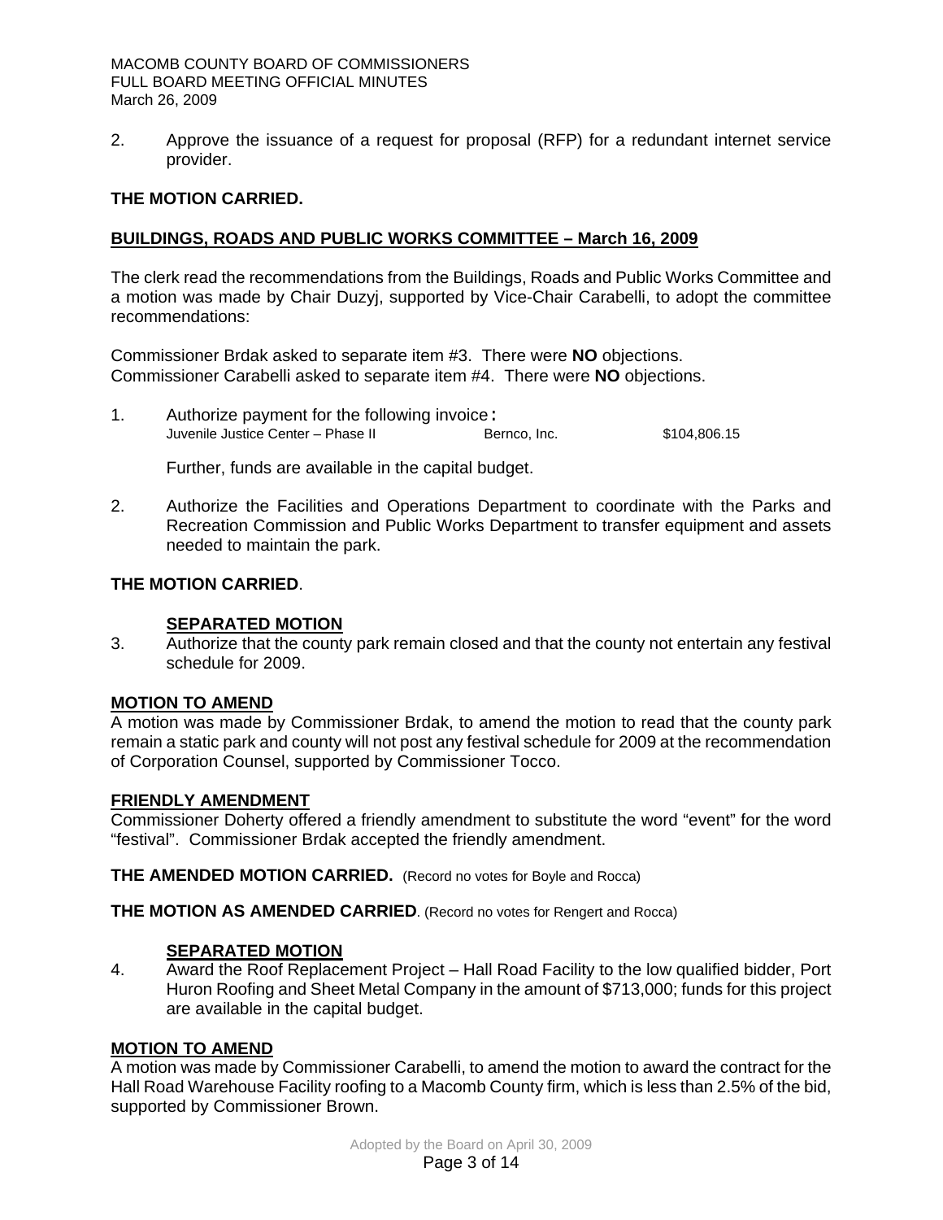2. Approve the issuance of a request for proposal (RFP) for a redundant internet service provider.

**THE MOTION CARRIED.**

**BUILDINGS, ROADS AND PUBLIC WORKS COMMITTEE – March 16, 2009**

The clerk read the recommendations from the Buildings, Roads and Public Works Committee and a motion was made by Chair Duzyj, supported by Vice-Chair Carabelli, to adopt the committee recommendations:

Commissioner Brdak asked to separate item #3. There were **NO** objections.
Commissioner Carabelli asked to separate item #4. There were **NO** objections.

1. Authorize payment for the following invoice**:**

| | | |
|---|---|---|
| Juvenile Justice Center – Phase II | Bernco, Inc. | $104,806.15 |

Further, funds are available in the capital budget.

2. Authorize the Facilities and Operations Department to coordinate with the Parks and Recreation Commission and Public Works Department to transfer equipment and assets needed to maintain the park.

**THE MOTION CARRIED**.

**SEPARATED MOTION**

3. Authorize that the county park remain closed and that the county not entertain any festival schedule for 2009.

**MOTION TO AMEND**

A motion was made by Commissioner Brdak, to amend the motion to read that the county park remain a static park and county will not post any festival schedule for 2009 at the recommendation of Corporation Counsel, supported by Commissioner Tocco.

**FRIENDLY AMENDMENT**

Commissioner Doherty offered a friendly amendment to substitute the word "event" for the word "festival". Commissioner Brdak accepted the friendly amendment.

**THE AMENDED MOTION CARRIED.** (Record no votes for Boyle and Rocca)

**THE MOTION AS AMENDED CARRIED**. (Record no votes for Rengert and Rocca)

**SEPARATED MOTION**

4. Award the Roof Replacement Project – Hall Road Facility to the low qualified bidder, Port Huron Roofing and Sheet Metal Company in the amount of $713,000; funds for this project are available in the capital budget.

**MOTION TO AMEND**

A motion was made by Commissioner Carabelli, to amend the motion to award the contract for the Hall Road Warehouse Facility roofing to a Macomb County firm, which is less than 2.5% of the bid, supported by Commissioner Brown.

Adopted by the Board on April 30, 2009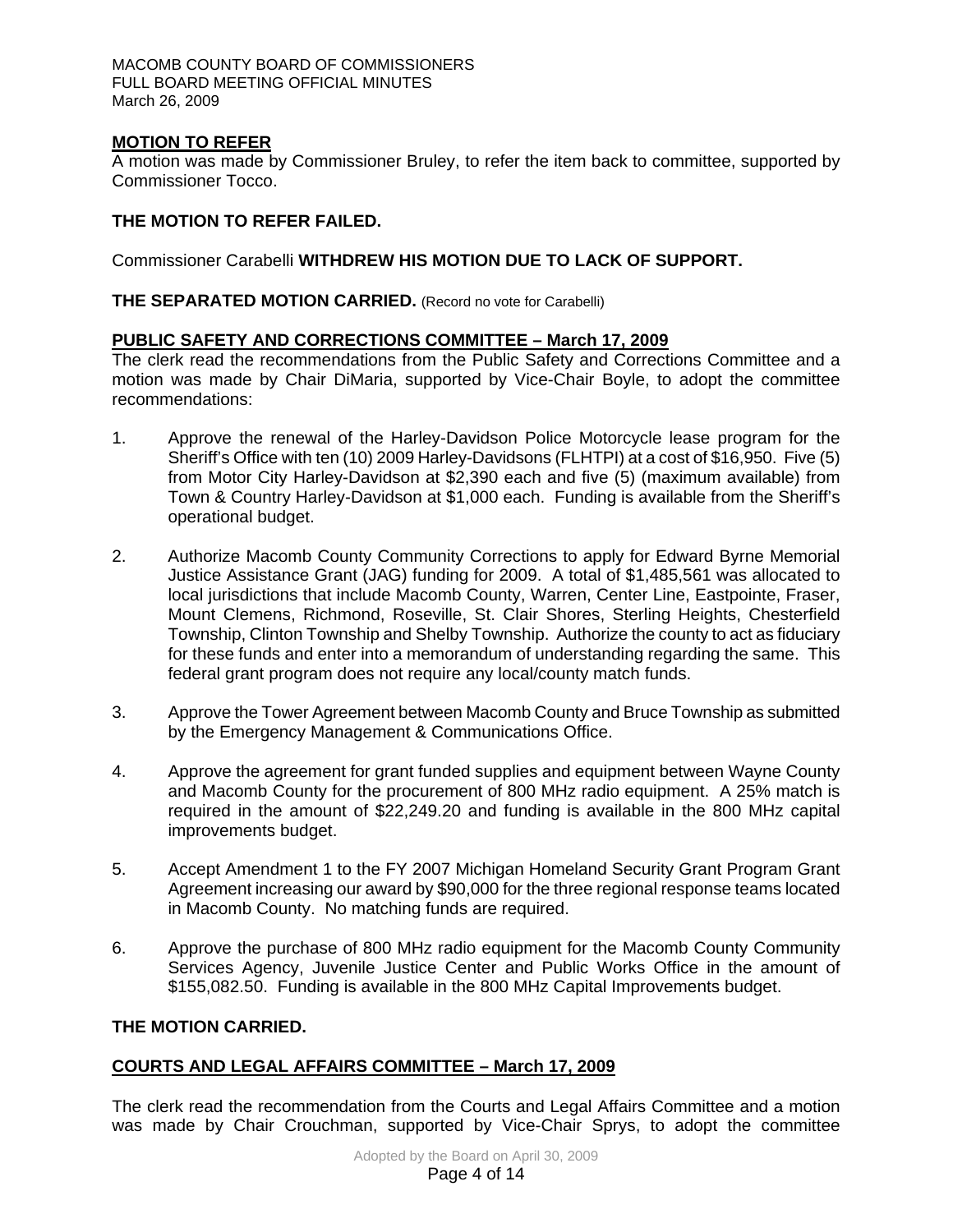**MOTION TO REFER**

A motion was made by Commissioner Bruley, to refer the item back to committee, supported by Commissioner Tocco.

**THE MOTION TO REFER FAILED.**

Commissioner Carabelli **WITHDREW HIS MOTION DUE TO LACK OF SUPPORT.**

**THE SEPARATED MOTION CARRIED.** (Record no vote for Carabelli)

**PUBLIC SAFETY AND CORRECTIONS COMMITTEE – March 17, 2009**

The clerk read the recommendations from the Public Safety and Corrections Committee and a motion was made by Chair DiMaria, supported by Vice-Chair Boyle, to adopt the committee recommendations:

1. Approve the renewal of the Harley-Davidson Police Motorcycle lease program for the Sheriff's Office with ten (10) 2009 Harley-Davidsons (FLHTPI) at a cost of $16,950. Five (5) from Motor City Harley-Davidson at $2,390 each and five (5) (maximum available) from Town & Country Harley-Davidson at $1,000 each. Funding is available from the Sheriff's operational budget.

2. Authorize Macomb County Community Corrections to apply for Edward Byrne Memorial Justice Assistance Grant (JAG) funding for 2009. A total of $1,485,561 was allocated to local jurisdictions that include Macomb County, Warren, Center Line, Eastpointe, Fraser, Mount Clemens, Richmond, Roseville, St. Clair Shores, Sterling Heights, Chesterfield Township, Clinton Township and Shelby Township. Authorize the county to act as fiduciary for these funds and enter into a memorandum of understanding regarding the same. This federal grant program does not require any local/county match funds.

3. Approve the Tower Agreement between Macomb County and Bruce Township as submitted by the Emergency Management & Communications Office.

4. Approve the agreement for grant funded supplies and equipment between Wayne County and Macomb County for the procurement of 800 MHz radio equipment. A 25% match is required in the amount of $22,249.20 and funding is available in the 800 MHz capital improvements budget.

5. Accept Amendment 1 to the FY 2007 Michigan Homeland Security Grant Program Grant Agreement increasing our award by $90,000 for the three regional response teams located in Macomb County. No matching funds are required.

6. Approve the purchase of 800 MHz radio equipment for the Macomb County Community Services Agency, Juvenile Justice Center and Public Works Office in the amount of $155,082.50. Funding is available in the 800 MHz Capital Improvements budget.

**THE MOTION CARRIED.**

**COURTS AND LEGAL AFFAIRS COMMITTEE – March 17, 2009**

The clerk read the recommendation from the Courts and Legal Affairs Committee and a motion was made by Chair Crouchman, supported by Vice-Chair Sprys, to adopt the committee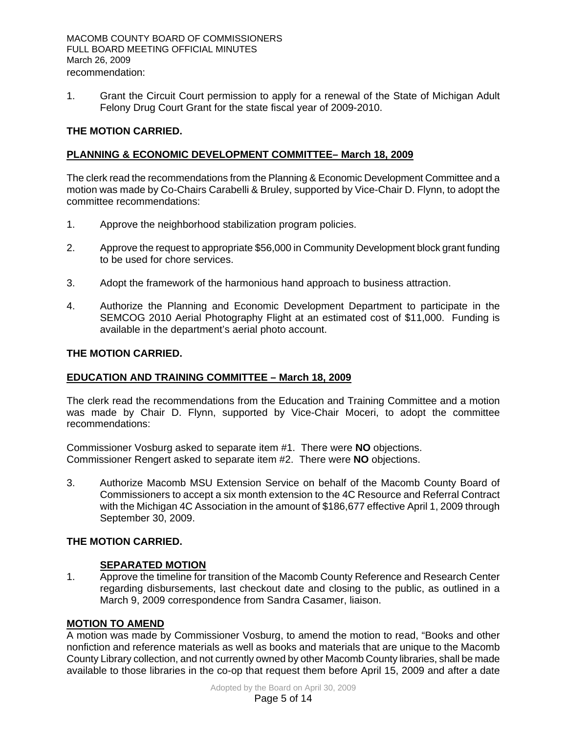recommendation:

1. Grant the Circuit Court permission to apply for a renewal of the State of Michigan Adult Felony Drug Court Grant for the state fiscal year of 2009-2010.

**THE MOTION CARRIED.**

**PLANNING & ECONOMIC DEVELOPMENT COMMITTEE– March 18, 2009**

The clerk read the recommendations from the Planning & Economic Development Committee and a motion was made by Co-Chairs Carabelli & Bruley, supported by Vice-Chair D. Flynn, to adopt the committee recommendations:

1. Approve the neighborhood stabilization program policies.

2. Approve the request to appropriate $56,000 in Community Development block grant funding to be used for chore services.

3. Adopt the framework of the harmonious hand approach to business attraction.

4. Authorize the Planning and Economic Development Department to participate in the SEMCOG 2010 Aerial Photography Flight at an estimated cost of $11,000. Funding is available in the department's aerial photo account.

**THE MOTION CARRIED.**

**EDUCATION AND TRAINING COMMITTEE – March 18, 2009**

The clerk read the recommendations from the Education and Training Committee and a motion was made by Chair D. Flynn, supported by Vice-Chair Moceri, to adopt the committee recommendations:

Commissioner Vosburg asked to separate item #1. There were **NO** objections.
Commissioner Rengert asked to separate item #2. There were **NO** objections.

3. Authorize Macomb MSU Extension Service on behalf of the Macomb County Board of Commissioners to accept a six month extension to the 4C Resource and Referral Contract with the Michigan 4C Association in the amount of $186,677 effective April 1, 2009 through September 30, 2009.

**THE MOTION CARRIED.**

**SEPARATED MOTION**

1. Approve the timeline for transition of the Macomb County Reference and Research Center regarding disbursements, last checkout date and closing to the public, as outlined in a March 9, 2009 correspondence from Sandra Casamer, liaison.

**MOTION TO AMEND**

A motion was made by Commissioner Vosburg, to amend the motion to read, "Books and other nonfiction and reference materials as well as books and materials that are unique to the Macomb County Library collection, and not currently owned by other Macomb County libraries, shall be made available to those libraries in the co-op that request them before April 15, 2009 and after a date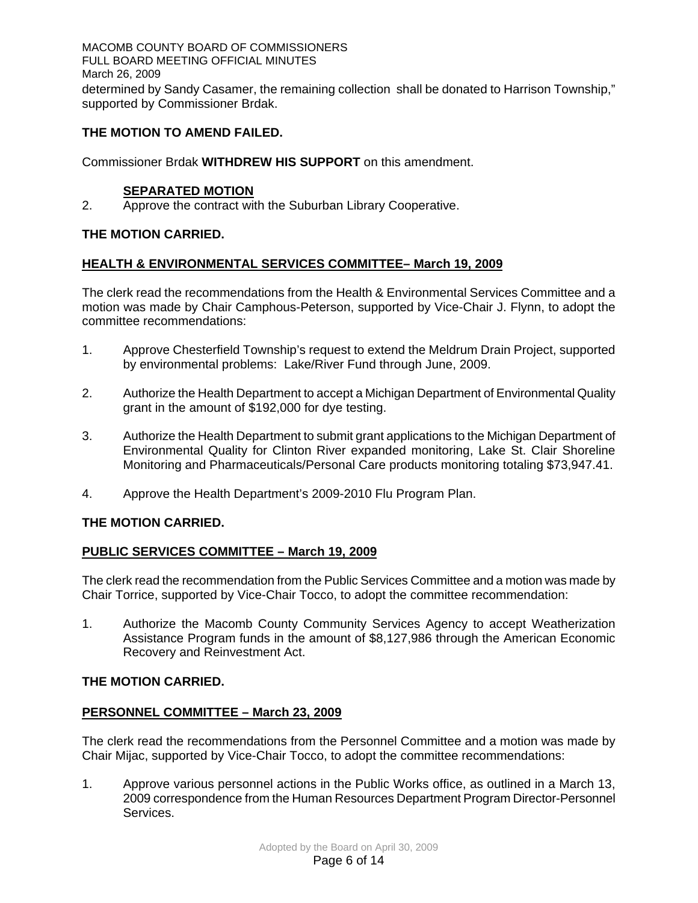determined by Sandy Casamer, the remaining collection shall be donated to Harrison Township," supported by Commissioner Brdak.

**THE MOTION TO AMEND FAILED.**

Commissioner Brdak **WITHDREW HIS SUPPORT** on this amendment.

**SEPARATED MOTION**

2. Approve the contract with the Suburban Library Cooperative.

**THE MOTION CARRIED.**

**HEALTH & ENVIRONMENTAL SERVICES COMMITTEE– March 19, 2009**

The clerk read the recommendations from the Health & Environmental Services Committee and a motion was made by Chair Camphous-Peterson, supported by Vice-Chair J. Flynn, to adopt the committee recommendations:

1. Approve Chesterfield Township's request to extend the Meldrum Drain Project, supported by environmental problems: Lake/River Fund through June, 2009.

2. Authorize the Health Department to accept a Michigan Department of Environmental Quality grant in the amount of $192,000 for dye testing.

3. Authorize the Health Department to submit grant applications to the Michigan Department of Environmental Quality for Clinton River expanded monitoring, Lake St. Clair Shoreline Monitoring and Pharmaceuticals/Personal Care products monitoring totaling $73,947.41.

4. Approve the Health Department's 2009-2010 Flu Program Plan.

**THE MOTION CARRIED.**

**PUBLIC SERVICES COMMITTEE – March 19, 2009**

The clerk read the recommendation from the Public Services Committee and a motion was made by Chair Torrice, supported by Vice-Chair Tocco, to adopt the committee recommendation:

1. Authorize the Macomb County Community Services Agency to accept Weatherization Assistance Program funds in the amount of $8,127,986 through the American Economic Recovery and Reinvestment Act.

**THE MOTION CARRIED.**

**PERSONNEL COMMITTEE – March 23, 2009**

The clerk read the recommendations from the Personnel Committee and a motion was made by Chair Mijac, supported by Vice-Chair Tocco, to adopt the committee recommendations:

1. Approve various personnel actions in the Public Works office, as outlined in a March 13, 2009 correspondence from the Human Resources Department Program Director-Personnel Services.

Adopted by the Board on April 30, 2009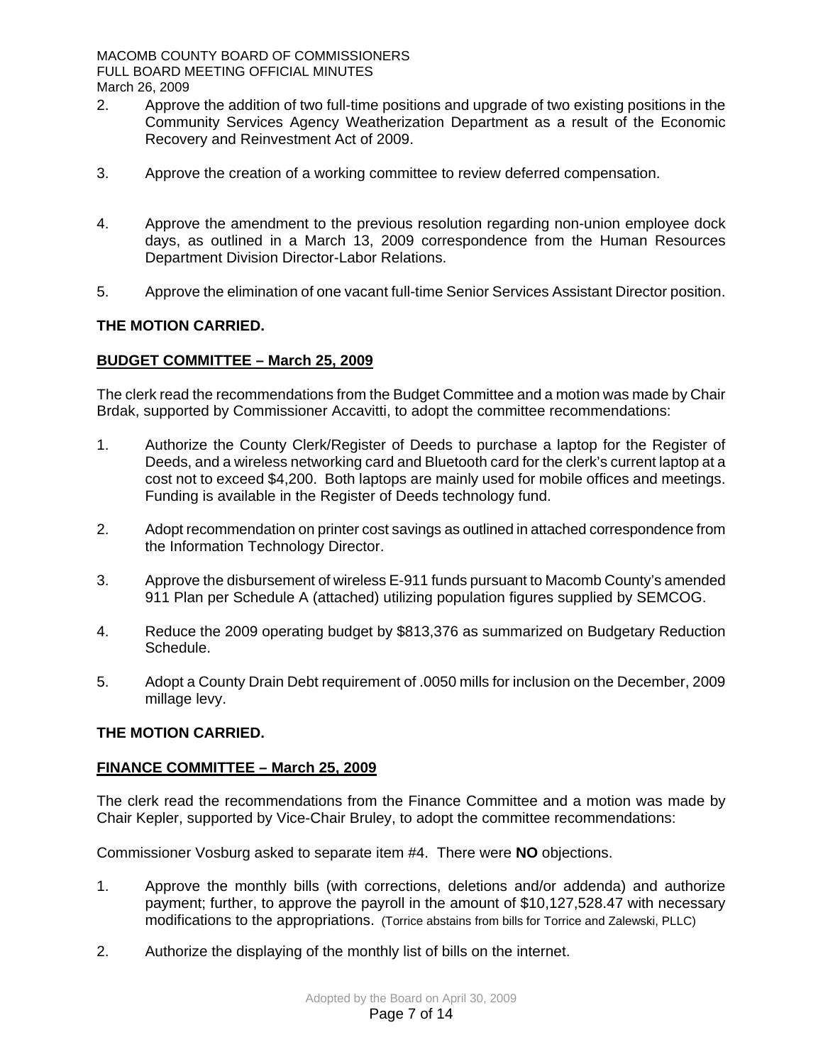2. Approve the addition of two full-time positions and upgrade of two existing positions in the Community Services Agency Weatherization Department as a result of the Economic Recovery and Reinvestment Act of 2009.

3. Approve the creation of a working committee to review deferred compensation.

4. Approve the amendment to the previous resolution regarding non-union employee dock days, as outlined in a March 13, 2009 correspondence from the Human Resources Department Division Director-Labor Relations.

5. Approve the elimination of one vacant full-time Senior Services Assistant Director position.

**THE MOTION CARRIED.**

**BUDGET COMMITTEE – March 25, 2009**

The clerk read the recommendations from the Budget Committee and a motion was made by Chair Brdak, supported by Commissioner Accavitti, to adopt the committee recommendations:

1. Authorize the County Clerk/Register of Deeds to purchase a laptop for the Register of Deeds, and a wireless networking card and Bluetooth card for the clerk's current laptop at a cost not to exceed $4,200. Both laptops are mainly used for mobile offices and meetings. Funding is available in the Register of Deeds technology fund.

2. Adopt recommendation on printer cost savings as outlined in attached correspondence from the Information Technology Director.

3. Approve the disbursement of wireless E-911 funds pursuant to Macomb County's amended 911 Plan per Schedule A (attached) utilizing population figures supplied by SEMCOG.

4. Reduce the 2009 operating budget by $813,376 as summarized on Budgetary Reduction Schedule.

5. Adopt a County Drain Debt requirement of .0050 mills for inclusion on the December, 2009 millage levy.

**THE MOTION CARRIED.**

**FINANCE COMMITTEE – March 25, 2009**

The clerk read the recommendations from the Finance Committee and a motion was made by Chair Kepler, supported by Vice-Chair Bruley, to adopt the committee recommendations:

Commissioner Vosburg asked to separate item #4. There were **NO** objections.

1. Approve the monthly bills (with corrections, deletions and/or addenda) and authorize payment; further, to approve the payroll in the amount of $10,127,528.47 with necessary modifications to the appropriations. (Torrice abstains from bills for Torrice and Zalewski, PLLC)

2. Authorize the displaying of the monthly list of bills on the internet.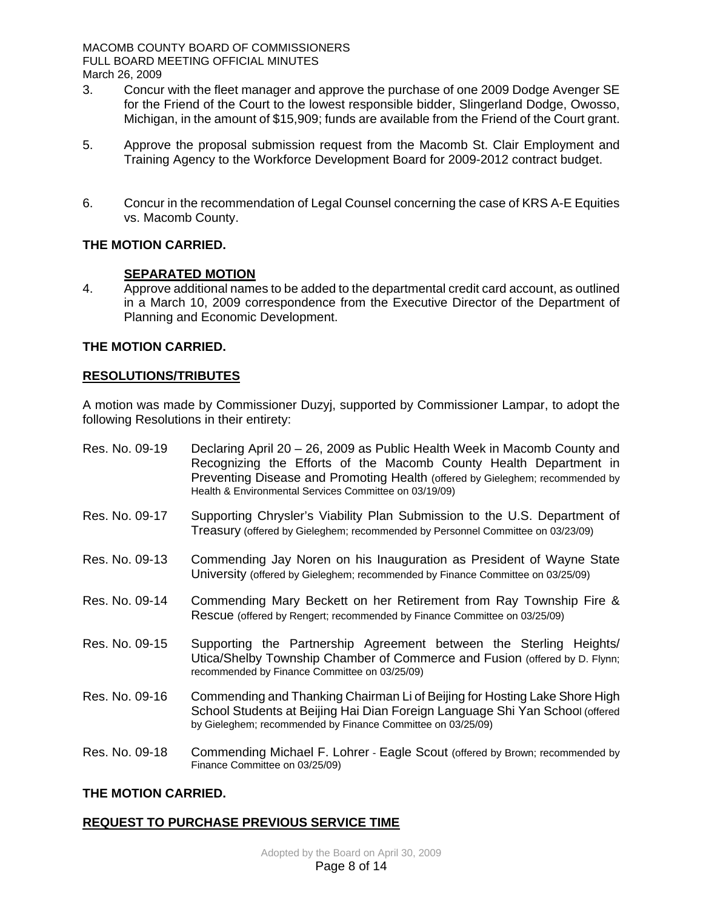3. Concur with the fleet manager and approve the purchase of one 2009 Dodge Avenger SE for the Friend of the Court to the lowest responsible bidder, Slingerland Dodge, Owosso, Michigan, in the amount of $15,909; funds are available from the Friend of the Court grant.

5. Approve the proposal submission request from the Macomb St. Clair Employment and Training Agency to the Workforce Development Board for 2009-2012 contract budget.

6. Concur in the recommendation of Legal Counsel concerning the case of KRS A-E Equities vs. Macomb County.

**THE MOTION CARRIED.**

**SEPARATED MOTION**

4. Approve additional names to be added to the departmental credit card account, as outlined in a March 10, 2009 correspondence from the Executive Director of the Department of Planning and Economic Development.

**THE MOTION CARRIED.**

**RESOLUTIONS/TRIBUTES**

A motion was made by Commissioner Duzyj, supported by Commissioner Lampar, to adopt the following Resolutions in their entirety:

| | |
|---|---|
| Res. No. 09-19 | Declaring April 20 – 26, 2009 as Public Health Week in Macomb County and Recognizing the Efforts of the Macomb County Health Department in Preventing Disease and Promoting Health (offered by Gieleghem; recommended by Health & Environmental Services Committee on 03/19/09) |
| Res. No. 09-17 | Supporting Chrysler's Viability Plan Submission to the U.S. Department of Treasury (offered by Gieleghem; recommended by Personnel Committee on 03/23/09) |
| Res. No. 09-13 | Commending Jay Noren on his Inauguration as President of Wayne State University (offered by Gieleghem; recommended by Finance Committee on 03/25/09) |
| Res. No. 09-14 | Commending Mary Beckett on her Retirement from Ray Township Fire & Rescue (offered by Rengert; recommended by Finance Committee on 03/25/09) |
| Res. No. 09-15 | Supporting the Partnership Agreement between the Sterling Heights/ Utica/Shelby Township Chamber of Commerce and Fusion (offered by D. Flynn; recommended by Finance Committee on 03/25/09) |
| Res. No. 09-16 | Commending and Thanking Chairman Li of Beijing for Hosting Lake Shore High School Students at Beijing Hai Dian Foreign Language Shi Yan School (offered by Gieleghem; recommended by Finance Committee on 03/25/09) |
| Res. No. 09-18 | Commending Michael F. Lohrer - Eagle Scout (offered by Brown; recommended by Finance Committee on 03/25/09) |

**THE MOTION CARRIED.**

**REQUEST TO PURCHASE PREVIOUS SERVICE TIME**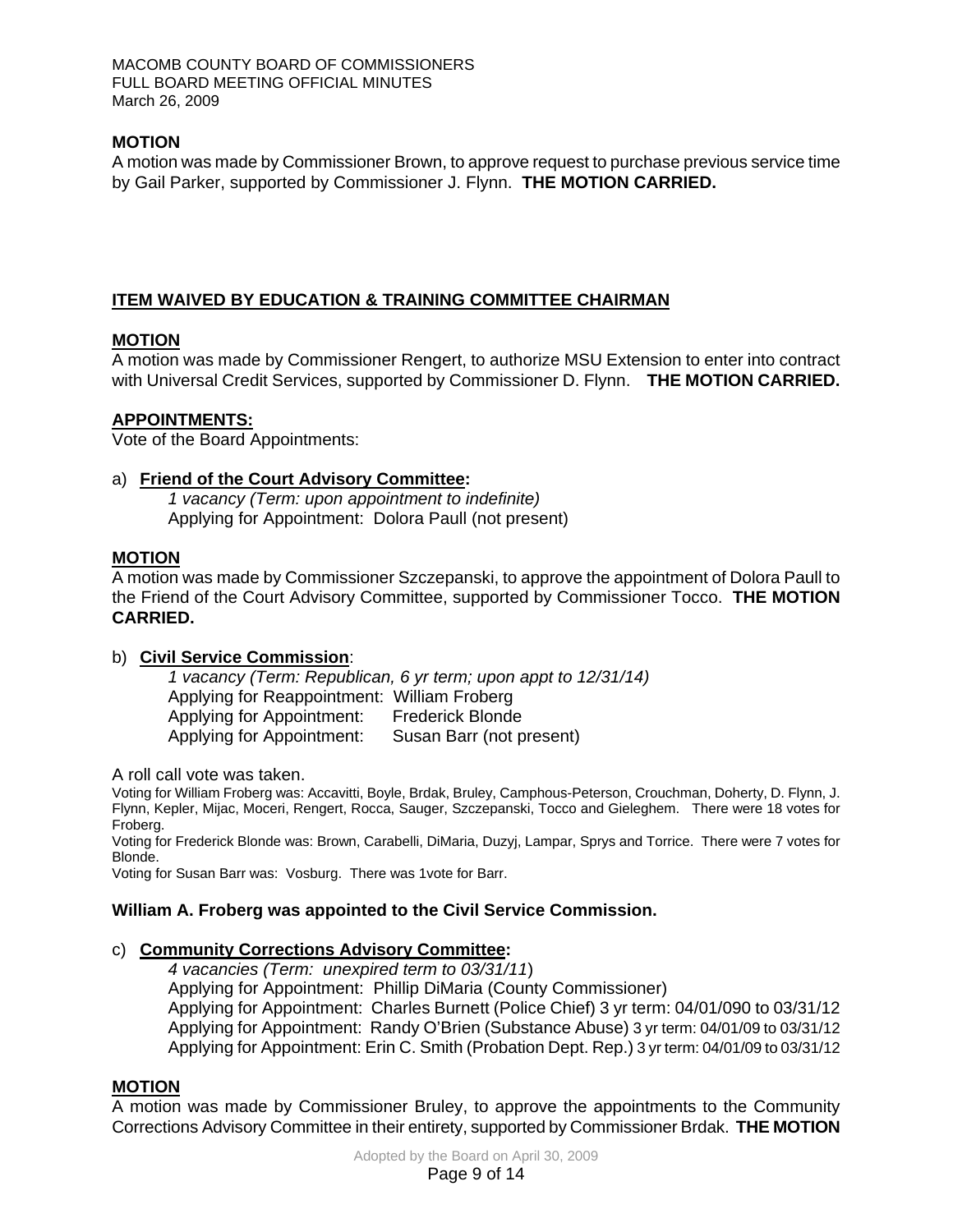**MOTION**

A motion was made by Commissioner Brown, to approve request to purchase previous service time by Gail Parker, supported by Commissioner J. Flynn. **THE MOTION CARRIED.**

**ITEM WAIVED BY EDUCATION & TRAINING COMMITTEE CHAIRMAN**

**MOTION**

A motion was made by Commissioner Rengert, to authorize MSU Extension to enter into contract with Universal Credit Services, supported by Commissioner D. Flynn. **THE MOTION CARRIED.**

**APPOINTMENTS:**

Vote of the Board Appointments:

a) **Friend of the Court Advisory Committee:**

*1 vacancy (Term: upon appointment to indefinite)*
Applying for Appointment: Dolora Paull (not present)

**MOTION**

A motion was made by Commissioner Szczepanski, to approve the appointment of Dolora Paull to the Friend of the Court Advisory Committee, supported by Commissioner Tocco. **THE MOTION CARRIED.**

b) **Civil Service Commission**:

*1 vacancy (Term: Republican, 6 yr term; upon appt to 12/31/14)*
Applying for Reappointment: William Froberg
Applying for Appointment: Frederick Blonde
Applying for Appointment: Susan Barr (not present)

A roll call vote was taken.

Voting for William Froberg was: Accavitti, Boyle, Brdak, Bruley, Camphous-Peterson, Crouchman, Doherty, D. Flynn, J. Flynn, Kepler, Mijac, Moceri, Rengert, Rocca, Sauger, Szczepanski, Tocco and Gieleghem. There were 18 votes for Froberg.

Voting for Frederick Blonde was: Brown, Carabelli, DiMaria, Duzyj, Lampar, Sprys and Torrice. There were 7 votes for Blonde.

Voting for Susan Barr was: Vosburg. There was 1vote for Barr.

**William A. Froberg was appointed to the Civil Service Commission.**

c) **Community Corrections Advisory Committee:**

*4 vacancies (Term: unexpired term to 03/31/11*)
Applying for Appointment: Phillip DiMaria (County Commissioner)
Applying for Appointment: Charles Burnett (Police Chief) 3 yr term: 04/01/090 to 03/31/12
Applying for Appointment: Randy O'Brien (Substance Abuse) 3 yr term: 04/01/09 to 03/31/12
Applying for Appointment: Erin C. Smith (Probation Dept. Rep.) 3 yr term: 04/01/09 to 03/31/12

**MOTION**

A motion was made by Commissioner Bruley, to approve the appointments to the Community Corrections Advisory Committee in their entirety, supported by Commissioner Brdak. **THE MOTION**

Adopted by the Board on April 30, 2009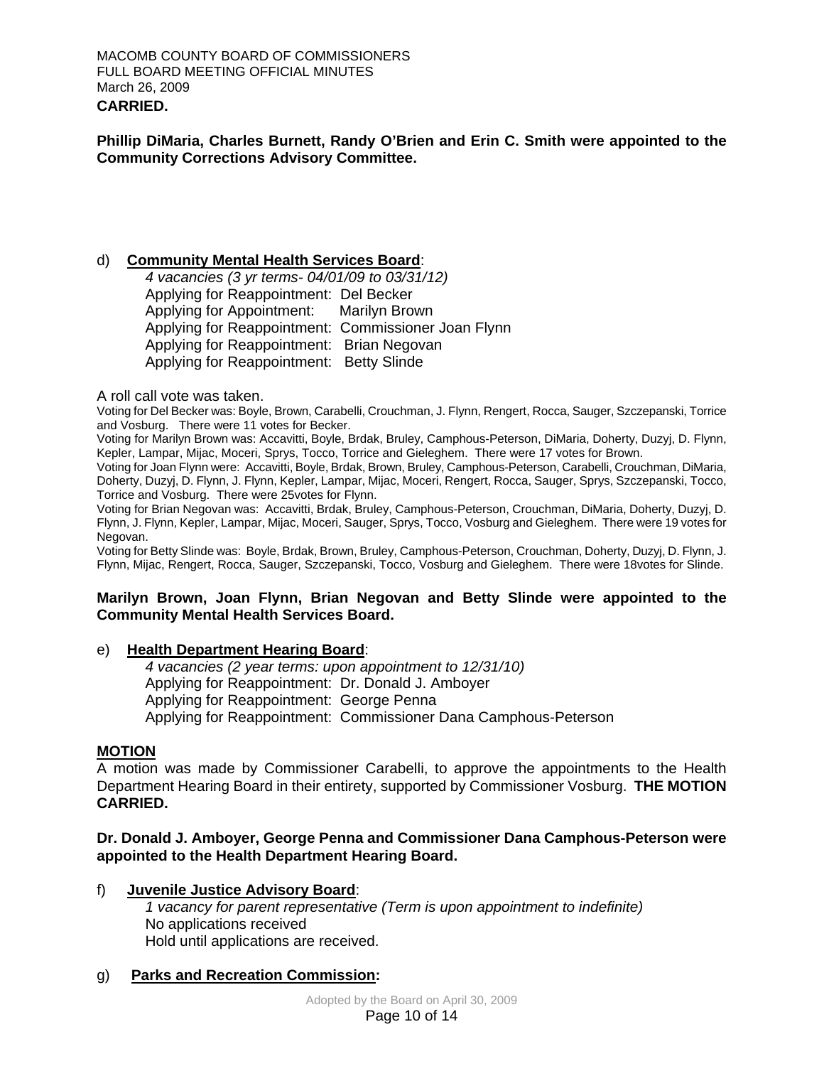**CARRIED.**

**Phillip DiMaria, Charles Burnett, Randy O'Brien and Erin C. Smith were appointed to the Community Corrections Advisory Committee.**

d) **Community Mental Health Services Board**:

*4 vacancies (3 yr terms- 04/01/09 to 03/31/12)*
Applying for Reappointment: Del Becker
Applying for Appointment: Marilyn Brown
Applying for Reappointment: Commissioner Joan Flynn
Applying for Reappointment: Brian Negovan
Applying for Reappointment: Betty Slinde

A roll call vote was taken.

Voting for Del Becker was: Boyle, Brown, Carabelli, Crouchman, J. Flynn, Rengert, Rocca, Sauger, Szczepanski, Torrice and Vosburg. There were 11 votes for Becker.

Voting for Marilyn Brown was: Accavitti, Boyle, Brdak, Bruley, Camphous-Peterson, DiMaria, Doherty, Duzyj, D. Flynn, Kepler, Lampar, Mijac, Moceri, Sprys, Tocco, Torrice and Gieleghem. There were 17 votes for Brown.

Voting for Joan Flynn were: Accavitti, Boyle, Brdak, Brown, Bruley, Camphous-Peterson, Carabelli, Crouchman, DiMaria, Doherty, Duzyj, D. Flynn, Kepler, Lampar, Mijac, Moceri, Rengert, Rocca, Sauger, Sprys, Szczepanski, Tocco, Torrice and Vosburg. There were 25votes for Flynn.

Voting for Brian Negovan was: Accavitti, Brdak, Bruley, Camphous-Peterson, Crouchman, DiMaria, Doherty, Duzyj, D. Flynn, J. Flynn, Kepler, Lampar, Mijac, Moceri, Sauger, Sprys, Tocco, Vosburg and Gieleghem. There were 19 votes for Negovan.

Voting for Betty Slinde was: Boyle, Brdak, Brown, Bruley, Camphous-Peterson, Crouchman, Doherty, Duzyj, D. Flynn, J. Flynn, Mijac, Rengert, Rocca, Sauger, Szczepanski, Tocco, Vosburg and Gieleghem. There were 18votes for Slinde.

**Marilyn Brown, Joan Flynn, Brian Negovan and Betty Slinde were appointed to the Community Mental Health Services Board.**

e) **Health Department Hearing Board**:

*4 vacancies (2 year terms: upon appointment to 12/31/10)*
Applying for Reappointment: Dr. Donald J. Amboyer
Applying for Reappointment: George Penna
Applying for Reappointment: Commissioner Dana Camphous-Peterson

**MOTION**

A motion was made by Commissioner Carabelli, to approve the appointments to the Health Department Hearing Board in their entirety, supported by Commissioner Vosburg. **THE MOTION CARRIED.**

**Dr. Donald J. Amboyer, George Penna and Commissioner Dana Camphous-Peterson were appointed to the Health Department Hearing Board.**

f) **Juvenile Justice Advisory Board**:

*1 vacancy for parent representative (Term is upon appointment to indefinite)*
No applications received
Hold until applications are received.

g) **Parks and Recreation Commission:**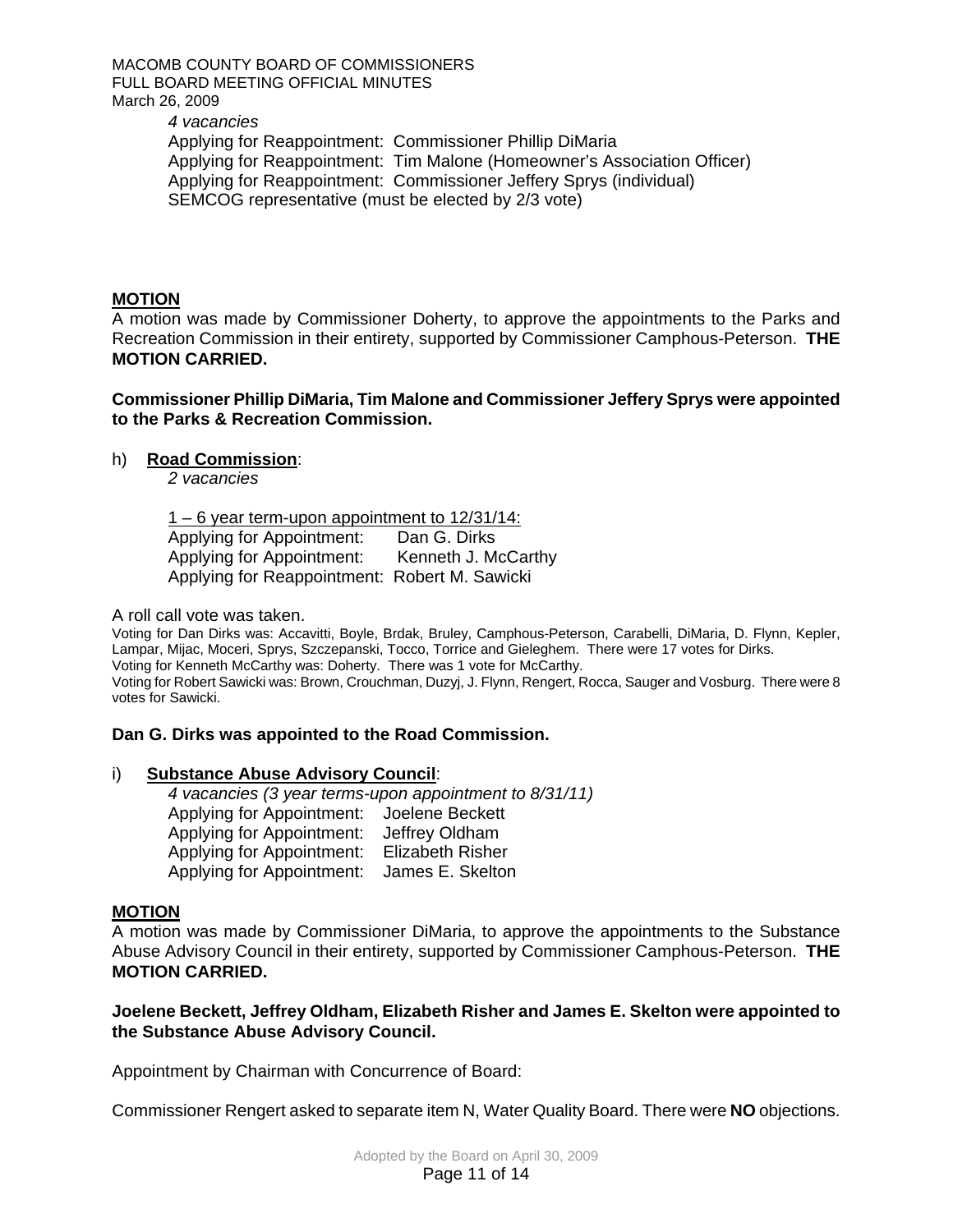*4 vacancies*

Applying for Reappointment: Commissioner Phillip DiMaria
Applying for Reappointment: Tim Malone (Homeowner's Association Officer)
Applying for Reappointment: Commissioner Jeffery Sprys (individual)
SEMCOG representative (must be elected by 2/3 vote)

**MOTION**

A motion was made by Commissioner Doherty, to approve the appointments to the Parks and Recreation Commission in their entirety, supported by Commissioner Camphous-Peterson. **THE MOTION CARRIED.**

**Commissioner Phillip DiMaria, Tim Malone and Commissioner Jeffery Sprys were appointed to the Parks & Recreation Commission.**

h) **Road Commission**:

*2 vacancies*

1 – 6 year term-upon appointment to 12/31/14:
Applying for Appointment: Dan G. Dirks
Applying for Appointment: Kenneth J. McCarthy
Applying for Reappointment: Robert M. Sawicki

A roll call vote was taken.

Voting for Dan Dirks was: Accavitti, Boyle, Brdak, Bruley, Camphous-Peterson, Carabelli, DiMaria, D. Flynn, Kepler, Lampar, Mijac, Moceri, Sprys, Szczepanski, Tocco, Torrice and Gieleghem. There were 17 votes for Dirks.
Voting for Kenneth McCarthy was: Doherty. There was 1 vote for McCarthy.
Voting for Robert Sawicki was: Brown, Crouchman, Duzyj, J. Flynn, Rengert, Rocca, Sauger and Vosburg. There were 8 votes for Sawicki.

**Dan G. Dirks was appointed to the Road Commission.**

i) **Substance Abuse Advisory Council**:

*4 vacancies (3 year terms-upon appointment to 8/31/11)*
Applying for Appointment: Joelene Beckett
Applying for Appointment: Jeffrey Oldham
Applying for Appointment: Elizabeth Risher
Applying for Appointment: James E. Skelton

**MOTION**

A motion was made by Commissioner DiMaria, to approve the appointments to the Substance Abuse Advisory Council in their entirety, supported by Commissioner Camphous-Peterson. **THE MOTION CARRIED.**

**Joelene Beckett, Jeffrey Oldham, Elizabeth Risher and James E. Skelton were appointed to the Substance Abuse Advisory Council.**

Appointment by Chairman with Concurrence of Board:

Commissioner Rengert asked to separate item N, Water Quality Board. There were **NO** objections.

Adopted by the Board on April 30, 2009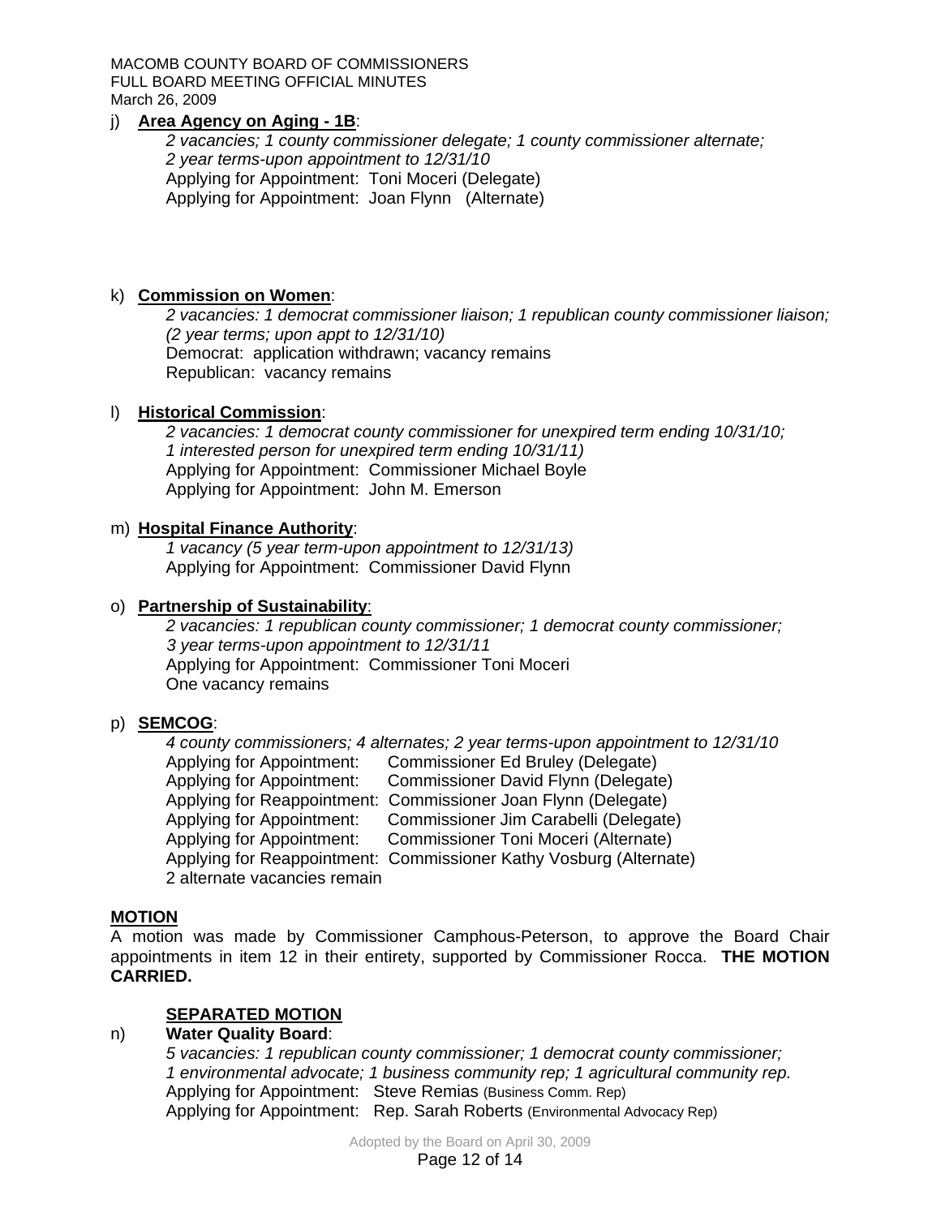j) **Area Agency on Aging - 1B**:

*2 vacancies; 1 county commissioner delegate; 1 county commissioner alternate;*
*2 year terms-upon appointment to 12/31/10*
Applying for Appointment: Toni Moceri (Delegate)
Applying for Appointment: Joan Flynn (Alternate)

k) **Commission on Women**:

*2 vacancies: 1 democrat commissioner liaison; 1 republican county commissioner liaison; (2 year terms; upon appt to 12/31/10)*
Democrat: application withdrawn; vacancy remains
Republican: vacancy remains

l) **Historical Commission**:

*2 vacancies: 1 democrat county commissioner for unexpired term ending 10/31/10;*
*1 interested person for unexpired term ending 10/31/11)*
Applying for Appointment: Commissioner Michael Boyle
Applying for Appointment: John M. Emerson

m) **Hospital Finance Authority**:

*1 vacancy (5 year term-upon appointment to 12/31/13)*
Applying for Appointment: Commissioner David Flynn

o) **Partnership of Sustainability**:

*2 vacancies: 1 republican county commissioner; 1 democrat county commissioner;*
*3 year terms-upon appointment to 12/31/11*
Applying for Appointment: Commissioner Toni Moceri
One vacancy remains

p) **SEMCOG**:

*4 county commissioners; 4 alternates; 2 year terms-upon appointment to 12/31/10*
Applying for Appointment: Commissioner Ed Bruley (Delegate)
Applying for Appointment: Commissioner David Flynn (Delegate)
Applying for Reappointment: Commissioner Joan Flynn (Delegate)
Applying for Appointment: Commissioner Jim Carabelli (Delegate)
Applying for Appointment: Commissioner Toni Moceri (Alternate)
Applying for Reappointment: Commissioner Kathy Vosburg (Alternate)
2 alternate vacancies remain

**MOTION**

A motion was made by Commissioner Camphous-Peterson, to approve the Board Chair appointments in item 12 in their entirety, supported by Commissioner Rocca. **THE MOTION CARRIED.**

**SEPARATED MOTION**

n) **Water Quality Board**:

*5 vacancies: 1 republican county commissioner; 1 democrat county commissioner;*
*1 environmental advocate; 1 business community rep; 1 agricultural community rep.*
Applying for Appointment: Steve Remias (Business Comm. Rep)
Applying for Appointment: Rep. Sarah Roberts (Environmental Advocacy Rep)

Adopted by the Board on April 30, 2009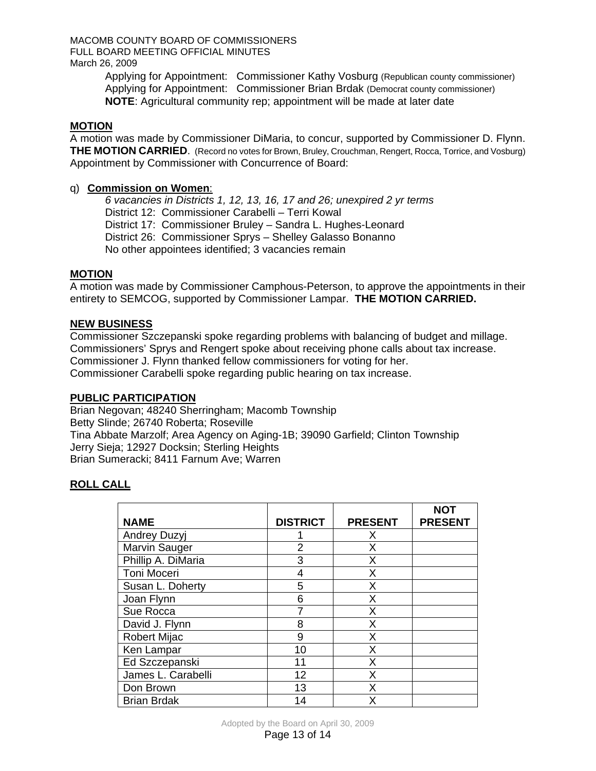Applying for Appointment: Commissioner Kathy Vosburg (Republican county commissioner)
Applying for Appointment: Commissioner Brian Brdak (Democrat county commissioner)
**NOTE**: Agricultural community rep; appointment will be made at later date

**MOTION**

A motion was made by Commissioner DiMaria, to concur, supported by Commissioner D. Flynn. **THE MOTION CARRIED**. (Record no votes for Brown, Bruley, Crouchman, Rengert, Rocca, Torrice, and Vosburg)
Appointment by Commissioner with Concurrence of Board:

q) **Commission on Women**:

*6 vacancies in Districts 1, 12, 13, 16, 17 and 26; unexpired 2 yr terms*
District 12: Commissioner Carabelli – Terri Kowal
District 17: Commissioner Bruley – Sandra L. Hughes-Leonard
District 26: Commissioner Sprys – Shelley Galasso Bonanno
No other appointees identified; 3 vacancies remain

**MOTION**

A motion was made by Commissioner Camphous-Peterson, to approve the appointments in their entirety to SEMCOG, supported by Commissioner Lampar. **THE MOTION CARRIED.**

**NEW BUSINESS**

Commissioner Szczepanski spoke regarding problems with balancing of budget and millage.
Commissioners' Sprys and Rengert spoke about receiving phone calls about tax increase.
Commissioner J. Flynn thanked fellow commissioners for voting for her.
Commissioner Carabelli spoke regarding public hearing on tax increase.

**PUBLIC PARTICIPATION**

Brian Negovan; 48240 Sherringham; Macomb Township
Betty Slinde; 26740 Roberta; Roseville
Tina Abbate Marzolf; Area Agency on Aging-1B; 39090 Garfield; Clinton Township
Jerry Sieja; 12927 Docksin; Sterling Heights
Brian Sumeracki; 8411 Farnum Ave; Warren

**ROLL CALL**

| NAME | DISTRICT | PRESENT | NOT PRESENT |
|---|---|---|---|
| Andrey Duzyj | 1 | X | |
| Marvin Sauger | 2 | X | |
| Phillip A. DiMaria | 3 | X | |
| Toni Moceri | 4 | X | |
| Susan L. Doherty | 5 | X | |
| Joan Flynn | 6 | X | |
| Sue Rocca | 7 | X | |
| David J. Flynn | 8 | X | |
| Robert Mijac | 9 | X | |
| Ken Lampar | 10 | X | |
| Ed Szczepanski | 11 | X | |
| James L. Carabelli | 12 | X | |
| Don Brown | 13 | X | |
| Brian Brdak | 14 | X | |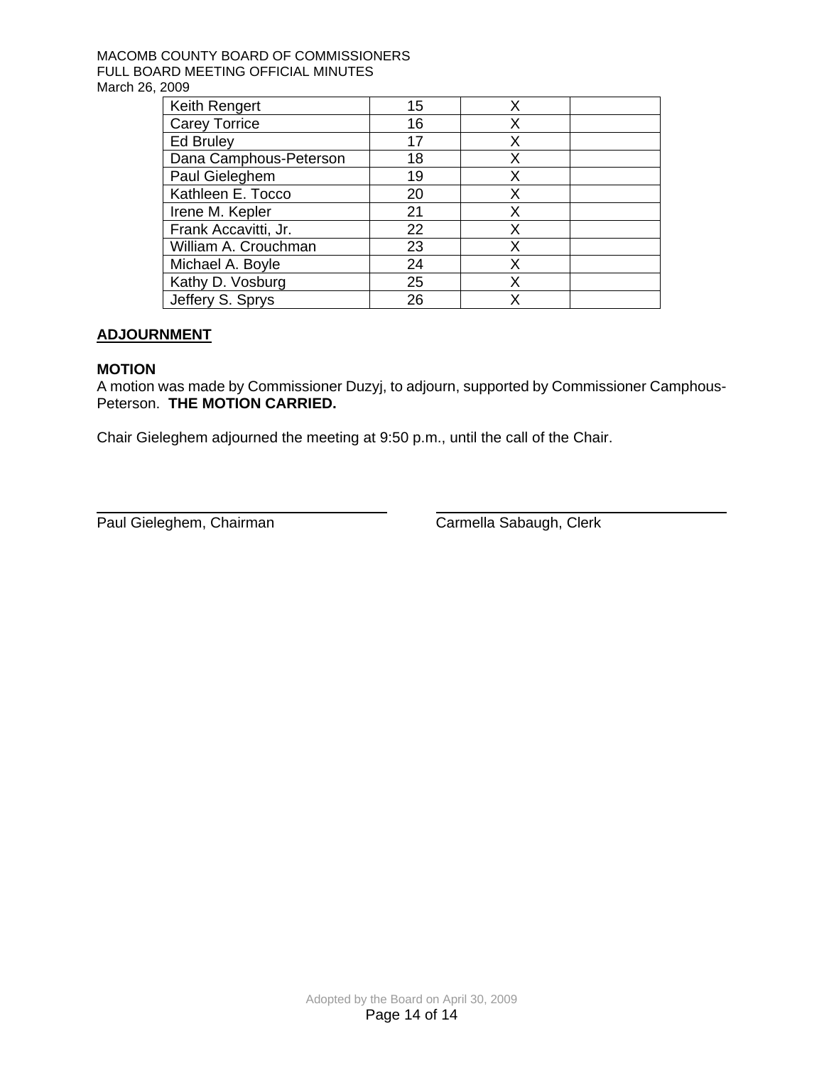| | | | |
|---|---|---|---|
| Keith Rengert | 15 | X | |
| Carey Torrice | 16 | X | |
| Ed Bruley | 17 | X | |
| Dana Camphous-Peterson | 18 | X | |
| Paul Gieleghem | 19 | X | |
| Kathleen E. Tocco | 20 | X | |
| Irene M. Kepler | 21 | X | |
| Frank Accavitti, Jr. | 22 | X | |
| William A. Crouchman | 23 | X | |
| Michael A. Boyle | 24 | X | |
| Kathy D. Vosburg | 25 | X | |
| Jeffery S. Sprys | 26 | X | |

## ADJOURNMENT

**MOTION**

A motion was made by Commissioner Duzyj, to adjourn, supported by Commissioner Camphous-Peterson. **THE MOTION CARRIED.**

Chair Gieleghem adjourned the meeting at 9:50 p.m., until the call of the Chair.

Paul Gieleghem, Chairman

Carmella Sabaugh, Clerk

Adopted by the Board on April 30, 2009